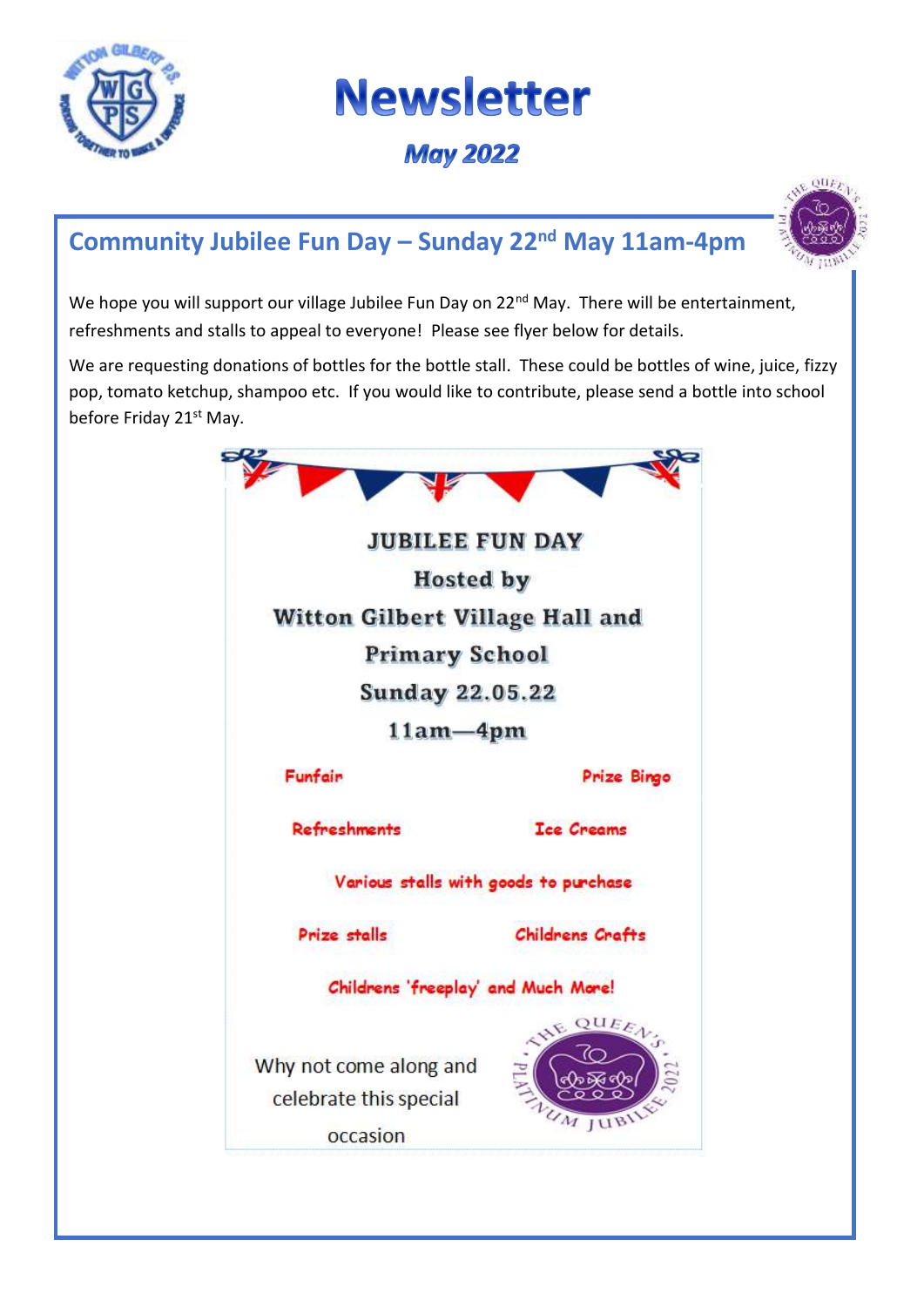# Newsletter

## *May 2022*

## Community Jubilee Fun Day – Sunday 22nd May 11am-4pm

We hope you will support our village Jubilee Fun Day on 22nd May. There will be entertainment, refreshments and stalls to appeal to everyone! Please see flyer below for details.

We are requesting donations of bottles for the bottle stall. These could be bottles of wine, juice, fizzy pop, tomato ketchup, shampoo etc. If you would like to contribute, please send a bottle into school before Friday 21st May.

**JUBILEE FUN DAY**

**Hosted by**

**Witton Gilbert Village Hall and Primary School**

**Sunday 22.05.22**

**11am—4pm**

Funfair

Prize Bingo

Refreshments

Ice Creams

Various stalls with goods to purchase

Prize stalls

Childrens Crafts

Childrens 'freeplay' and Much More!

Why not come along and celebrate this special occasion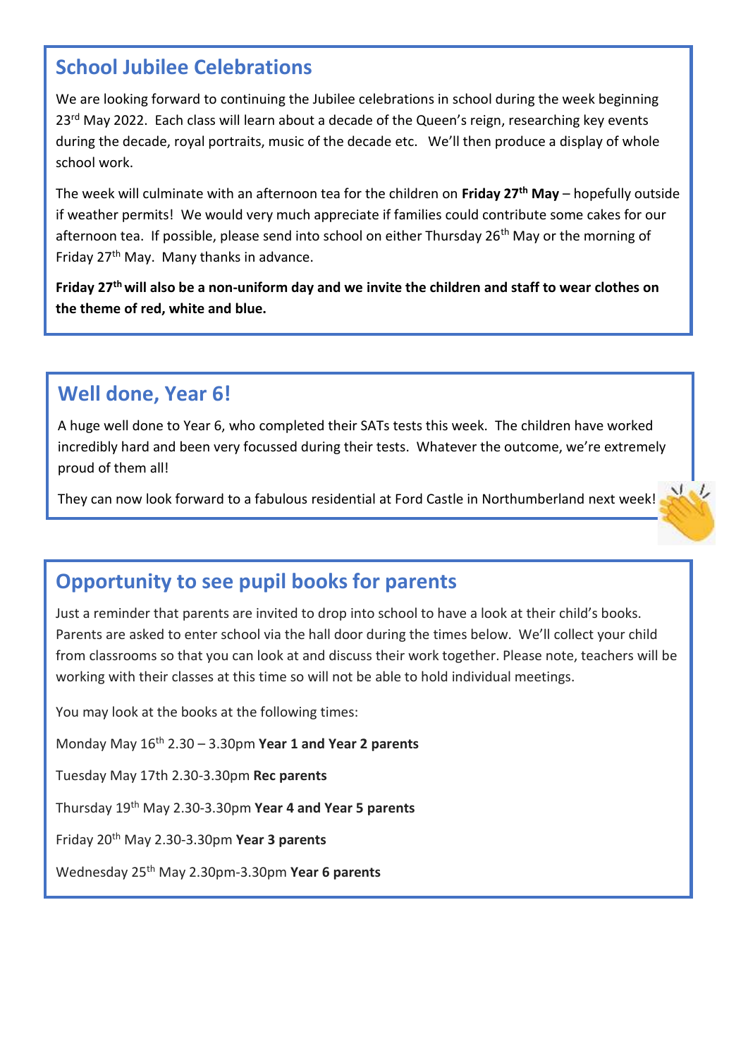## School Jubilee Celebrations

We are looking forward to continuing the Jubilee celebrations in school during the week beginning 23rd May 2022. Each class will learn about a decade of the Queen's reign, researching key events during the decade, royal portraits, music of the decade etc. We'll then produce a display of whole school work.

The week will culminate with an afternoon tea for the children on **Friday 27th May** – hopefully outside if weather permits! We would very much appreciate if families could contribute some cakes for our afternoon tea. If possible, please send into school on either Thursday 26th May or the morning of Friday 27th May. Many thanks in advance.

**Friday 27th will also be a non-uniform day and we invite the children and staff to wear clothes on the theme of red, white and blue.**

## Well done, Year 6!

A huge well done to Year 6, who completed their SATs tests this week. The children have worked incredibly hard and been very focussed during their tests. Whatever the outcome, we're extremely proud of them all!

They can now look forward to a fabulous residential at Ford Castle in Northumberland next week!

## Opportunity to see pupil books for parents

Just a reminder that parents are invited to drop into school to have a look at their child's books. Parents are asked to enter school via the hall door during the times below. We'll collect your child from classrooms so that you can look at and discuss their work together. Please note, teachers will be working with their classes at this time so will not be able to hold individual meetings.

You may look at the books at the following times:

Monday May 16th 2.30 – 3.30pm **Year 1 and Year 2 parents**

Tuesday May 17th 2.30-3.30pm **Rec parents**

Thursday 19th May 2.30-3.30pm **Year 4 and Year 5 parents**

Friday 20th May 2.30-3.30pm **Year 3 parents**

Wednesday 25th May 2.30pm-3.30pm **Year 6 parents**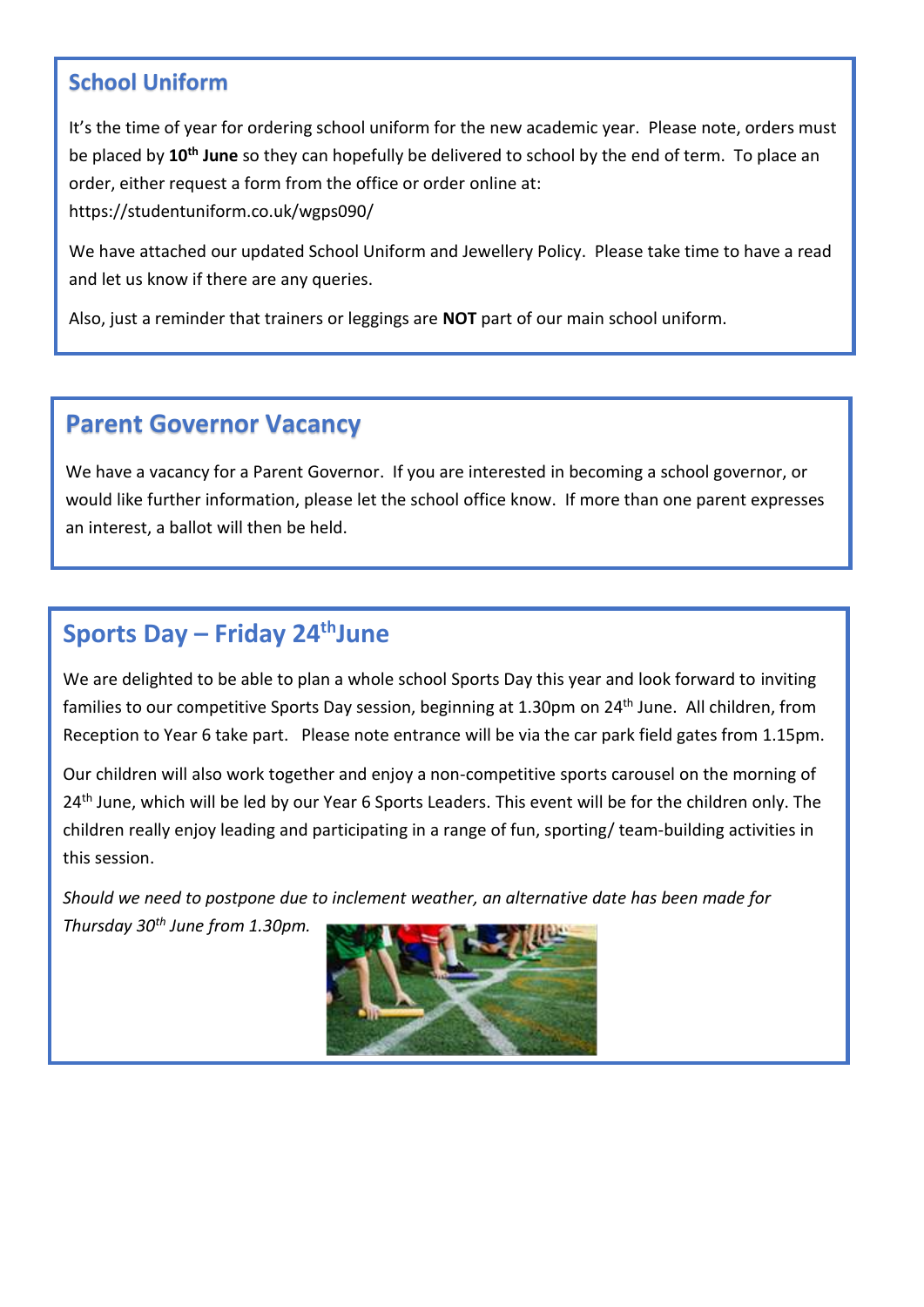## School Uniform

It's the time of year for ordering school uniform for the new academic year. Please note, orders must be placed by **10th June** so they can hopefully be delivered to school by the end of term. To place an order, either request a form from the office or order online at:
https://studentuniform.co.uk/wgps090/

We have attached our updated School Uniform and Jewellery Policy. Please take time to have a read and let us know if there are any queries.

Also, just a reminder that trainers or leggings are **NOT** part of our main school uniform.

## Parent Governor Vacancy

We have a vacancy for a Parent Governor. If you are interested in becoming a school governor, or would like further information, please let the school office know. If more than one parent expresses an interest, a ballot will then be held.

## Sports Day – Friday 24th June

We are delighted to be able to plan a whole school Sports Day this year and look forward to inviting families to our competitive Sports Day session, beginning at 1.30pm on 24th June. All children, from Reception to Year 6 take part. Please note entrance will be via the car park field gates from 1.15pm.

Our children will also work together and enjoy a non-competitive sports carousel on the morning of 24th June, which will be led by our Year 6 Sports Leaders. This event will be for the children only. The children really enjoy leading and participating in a range of fun, sporting/ team-building activities in this session.

*Should we need to postpone due to inclement weather, an alternative date has been made for Thursday 30th June from 1.30pm.*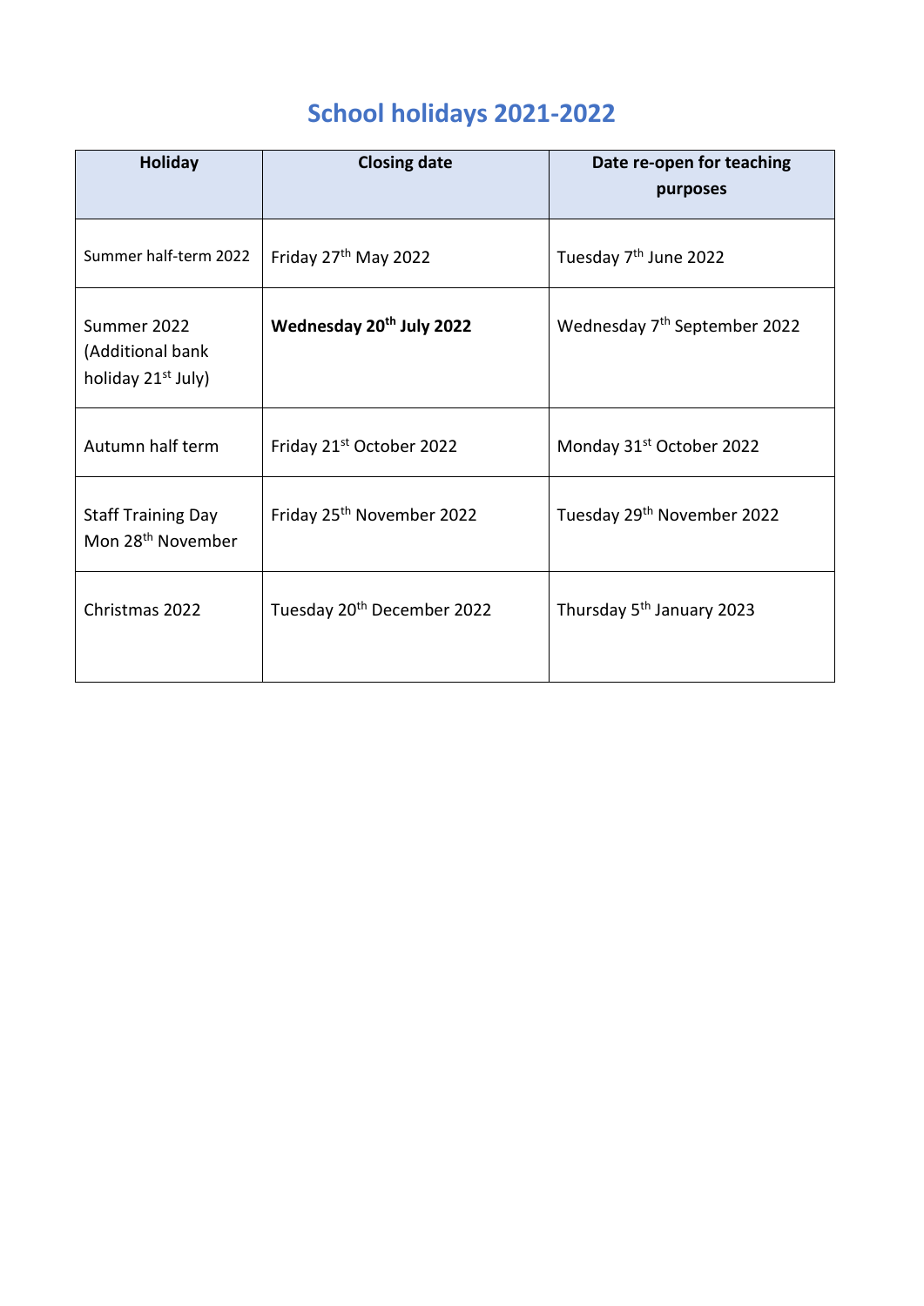# School holidays 2021-2022

| Holiday | Closing date | Date re-open for teaching purposes |
|---|---|---|
| Summer half-term 2022 | Friday 27th May 2022 | Tuesday 7th June 2022 |
| Summer 2022 (Additional bank holiday 21st July) | **Wednesday 20th July 2022** | Wednesday 7th September 2022 |
| Autumn half term | Friday 21st October 2022 | Monday 31st October 2022 |
| Staff Training Day Mon 28th November | Friday 25th November 2022 | Tuesday 29th November 2022 |
| Christmas 2022 | Tuesday 20th December 2022 | Thursday 5th January 2023 |